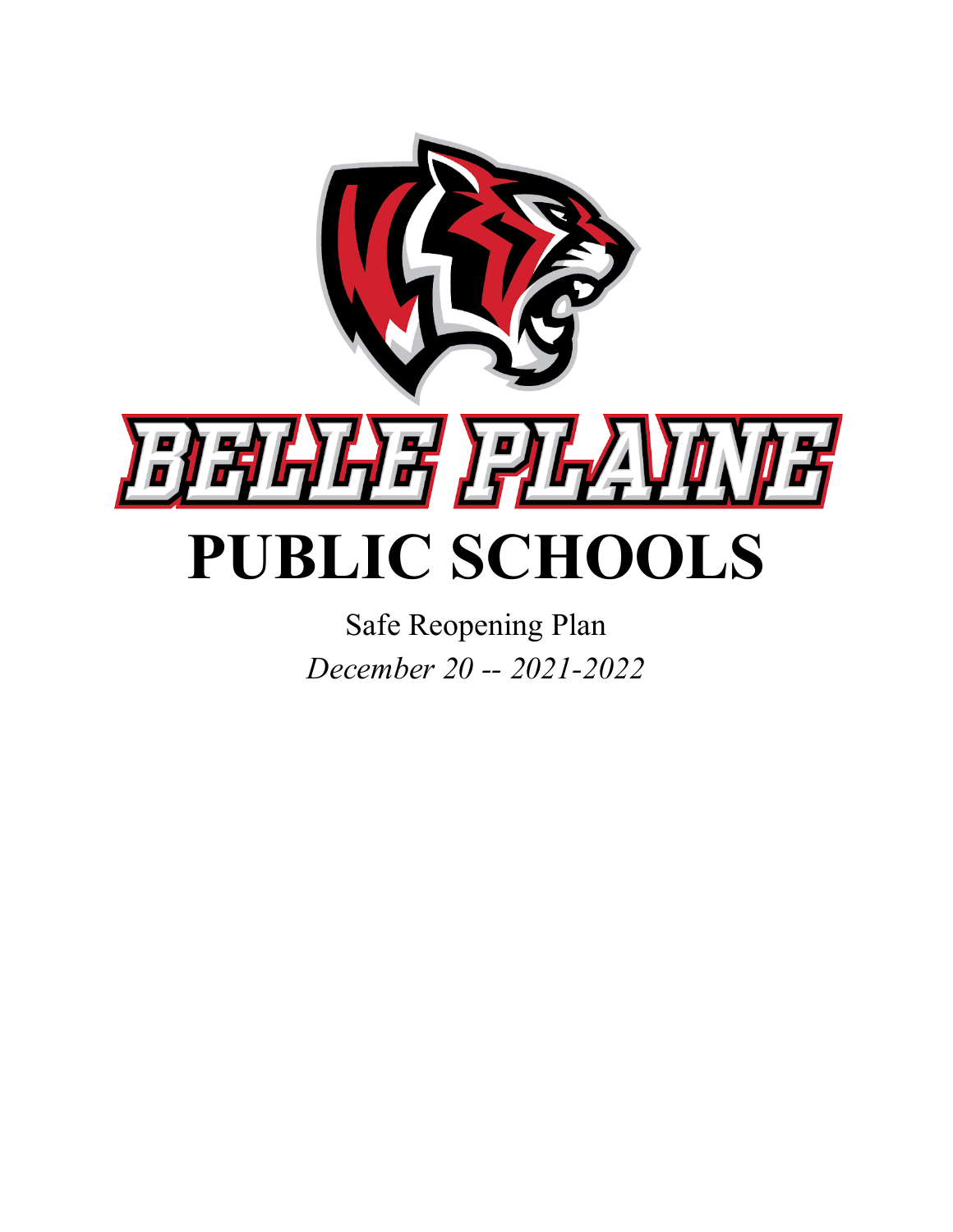# BELLE PLAINE

# PUBLIC SCHOOLS

Safe Reopening Plan

*December 20 -- 2021-2022*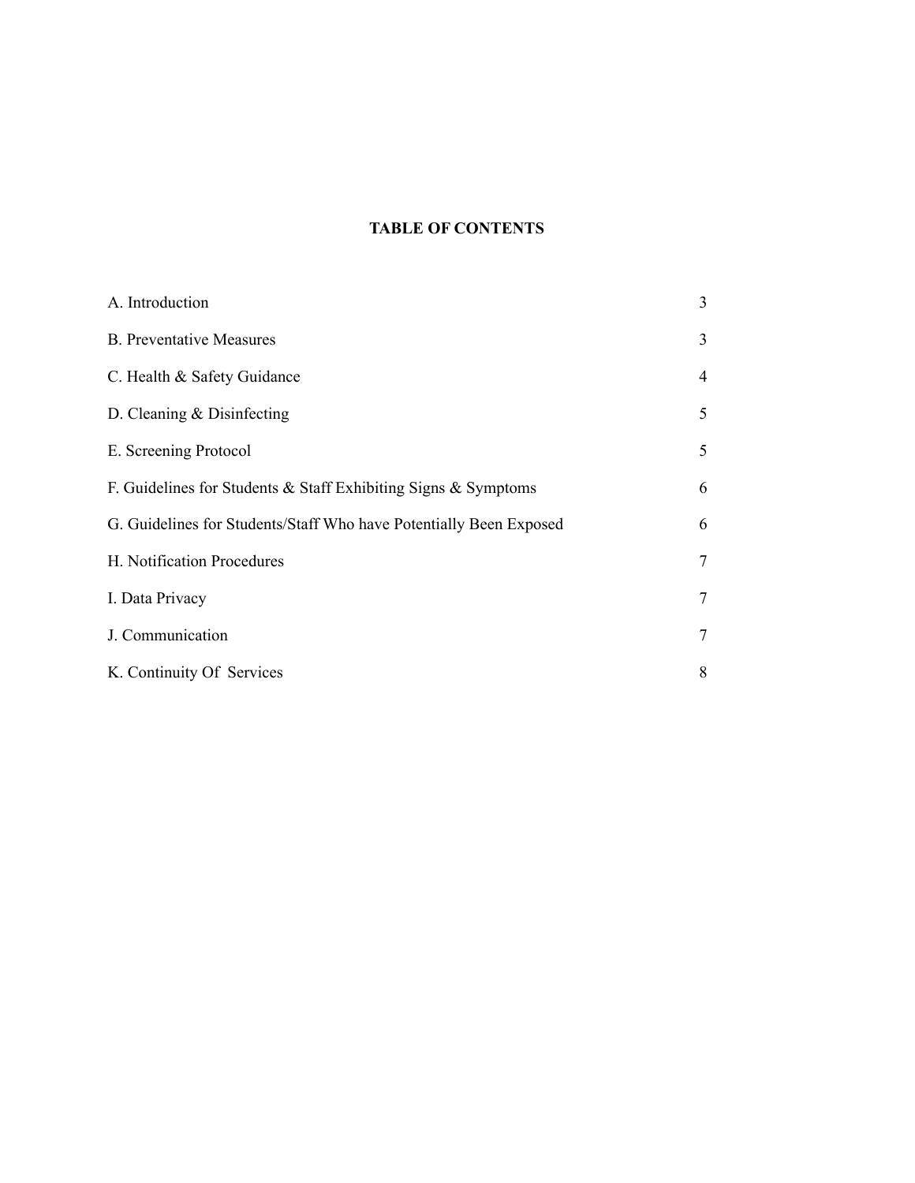## TABLE OF CONTENTS

| | |
|---|---|
| A. Introduction | 3 |
| B. Preventative Measures | 3 |
| C. Health & Safety Guidance | 4 |
| D. Cleaning & Disinfecting | 5 |
| E. Screening Protocol | 5 |
| F. Guidelines for Students & Staff Exhibiting Signs & Symptoms | 6 |
| G. Guidelines for Students/Staff Who have Potentially Been Exposed | 6 |
| H. Notification Procedures | 7 |
| I. Data Privacy | 7 |
| J. Communication | 7 |
| K. Continuity Of Services | 8 |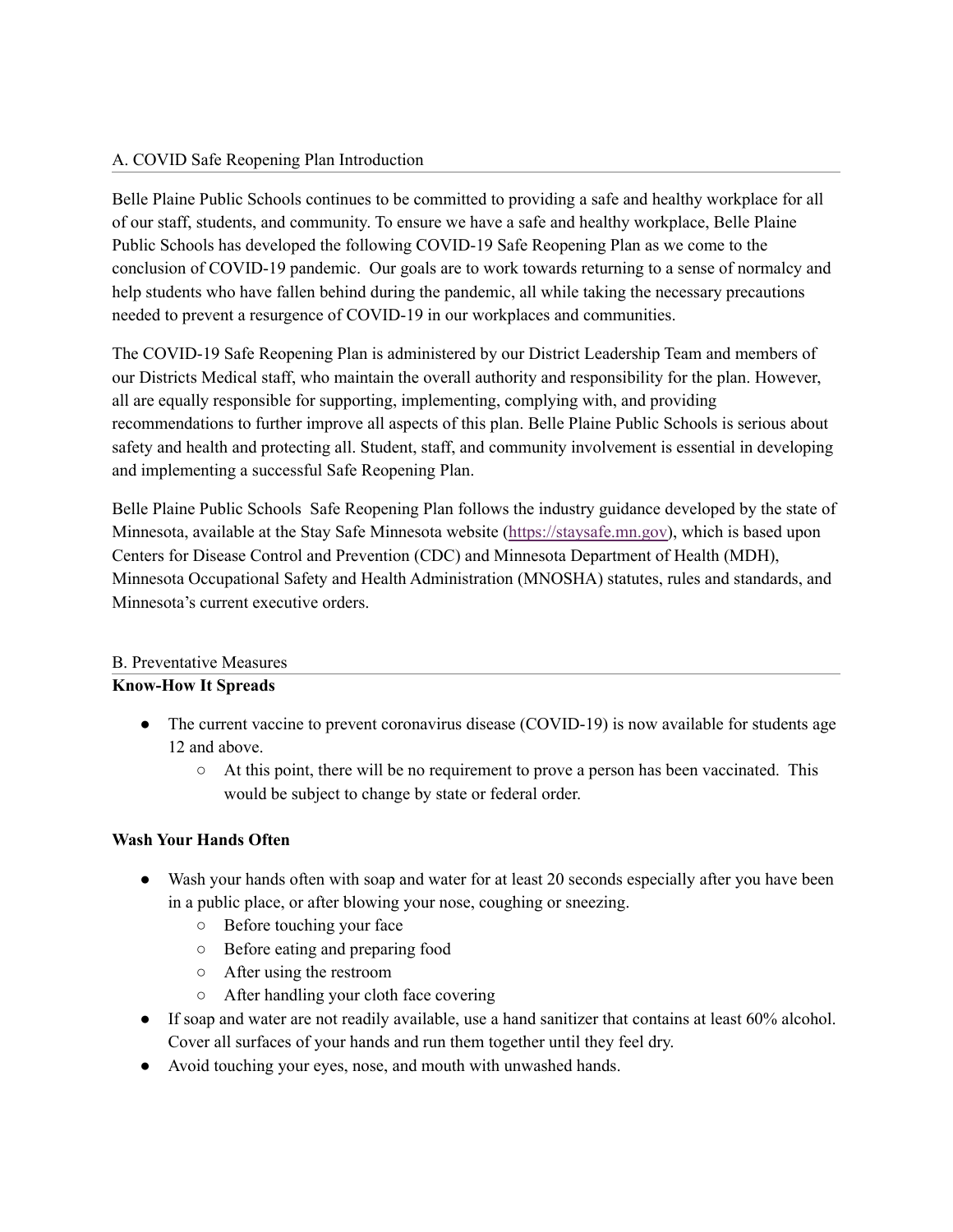## A. COVID Safe Reopening Plan Introduction

Belle Plaine Public Schools continues to be committed to providing a safe and healthy workplace for all of our staff, students, and community. To ensure we have a safe and healthy workplace, Belle Plaine Public Schools has developed the following COVID-19 Safe Reopening Plan as we come to the conclusion of COVID-19 pandemic. Our goals are to work towards returning to a sense of normalcy and help students who have fallen behind during the pandemic, all while taking the necessary precautions needed to prevent a resurgence of COVID-19 in our workplaces and communities.

The COVID-19 Safe Reopening Plan is administered by our District Leadership Team and members of our Districts Medical staff, who maintain the overall authority and responsibility for the plan. However, all are equally responsible for supporting, implementing, complying with, and providing recommendations to further improve all aspects of this plan. Belle Plaine Public Schools is serious about safety and health and protecting all. Student, staff, and community involvement is essential in developing and implementing a successful Safe Reopening Plan.

Belle Plaine Public Schools Safe Reopening Plan follows the industry guidance developed by the state of Minnesota, available at the Stay Safe Minnesota website (https://staysafe.mn.gov), which is based upon Centers for Disease Control and Prevention (CDC) and Minnesota Department of Health (MDH), Minnesota Occupational Safety and Health Administration (MNOSHA) statutes, rules and standards, and Minnesota's current executive orders.

## B. Preventative Measures

**Know-How It Spreads**

- The current vaccine to prevent coronavirus disease (COVID-19) is now available for students age 12 and above.
  - At this point, there will be no requirement to prove a person has been vaccinated. This would be subject to change by state or federal order.

**Wash Your Hands Often**

- Wash your hands often with soap and water for at least 20 seconds especially after you have been in a public place, or after blowing your nose, coughing or sneezing.
  - Before touching your face
  - Before eating and preparing food
  - After using the restroom
  - After handling your cloth face covering
- If soap and water are not readily available, use a hand sanitizer that contains at least 60% alcohol. Cover all surfaces of your hands and run them together until they feel dry.
- Avoid touching your eyes, nose, and mouth with unwashed hands.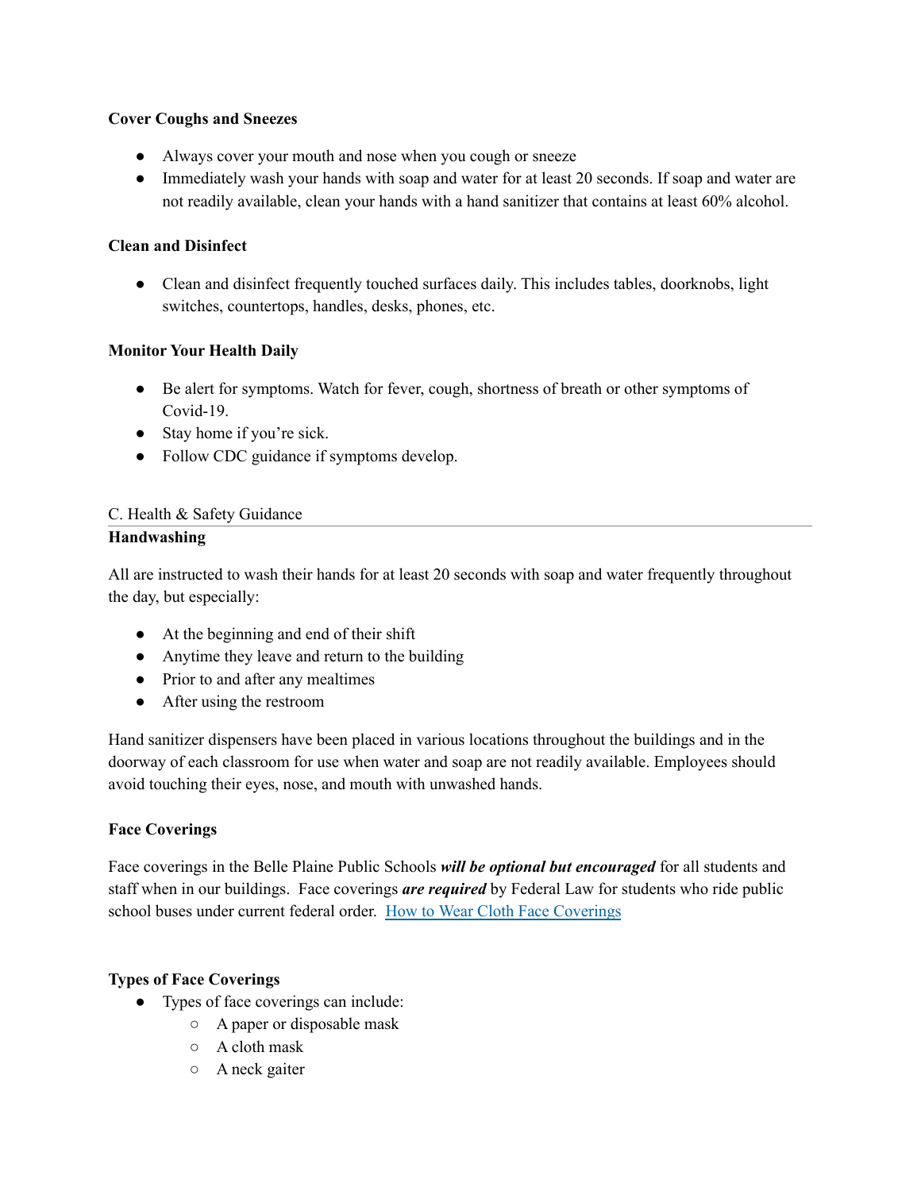**Cover Coughs and Sneezes**

- Always cover your mouth and nose when you cough or sneeze
- Immediately wash your hands with soap and water for at least 20 seconds. If soap and water are not readily available, clean your hands with a hand sanitizer that contains at least 60% alcohol.

**Clean and Disinfect**

- Clean and disinfect frequently touched surfaces daily. This includes tables, doorknobs, light switches, countertops, handles, desks, phones, etc.

**Monitor Your Health Daily**

- Be alert for symptoms. Watch for fever, cough, shortness of breath or other symptoms of Covid-19.
- Stay home if you're sick.
- Follow CDC guidance if symptoms develop.

## C. Health & Safety Guidance

**Handwashing**

All are instructed to wash their hands for at least 20 seconds with soap and water frequently throughout the day, but especially:

- At the beginning and end of their shift
- Anytime they leave and return to the building
- Prior to and after any mealtimes
- After using the restroom

Hand sanitizer dispensers have been placed in various locations throughout the buildings and in the doorway of each classroom for use when water and soap are not readily available. Employees should avoid touching their eyes, nose, and mouth with unwashed hands.

**Face Coverings**

Face coverings in the Belle Plaine Public Schools ***will be optional but encouraged*** for all students and staff when in our buildings. Face coverings ***are required*** by Federal Law for students who ride public school buses under current federal order. [How to Wear Cloth Face Coverings]

**Types of Face Coverings**

- Types of face coverings can include:
  - A paper or disposable mask
  - A cloth mask
  - A neck gaiter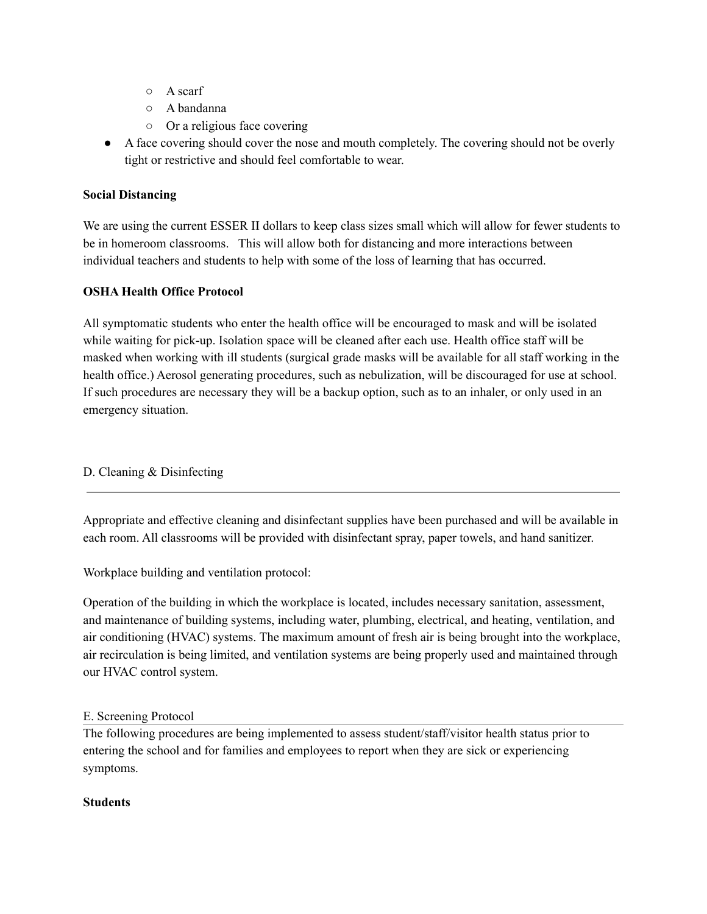- A scarf
  - A bandanna
  - Or a religious face covering
- A face covering should cover the nose and mouth completely. The covering should not be overly tight or restrictive and should feel comfortable to wear.

**Social Distancing**

We are using the current ESSER II dollars to keep class sizes small which will allow for fewer students to be in homeroom classrooms. This will allow both for distancing and more interactions between individual teachers and students to help with some of the loss of learning that has occurred.

**OSHA Health Office Protocol**

All symptomatic students who enter the health office will be encouraged to mask and will be isolated while waiting for pick-up. Isolation space will be cleaned after each use. Health office staff will be masked when working with ill students (surgical grade masks will be available for all staff working in the health office.) Aerosol generating procedures, such as nebulization, will be discouraged for use at school. If such procedures are necessary they will be a backup option, such as to an inhaler, or only used in an emergency situation.

## D. Cleaning & Disinfecting

Appropriate and effective cleaning and disinfectant supplies have been purchased and will be available in each room. All classrooms will be provided with disinfectant spray, paper towels, and hand sanitizer.

Workplace building and ventilation protocol:

Operation of the building in which the workplace is located, includes necessary sanitation, assessment, and maintenance of building systems, including water, plumbing, electrical, and heating, ventilation, and air conditioning (HVAC) systems. The maximum amount of fresh air is being brought into the workplace, air recirculation is being limited, and ventilation systems are being properly used and maintained through our HVAC control system.

## E. Screening Protocol

The following procedures are being implemented to assess student/staff/visitor health status prior to entering the school and for families and employees to report when they are sick or experiencing symptoms.

**Students**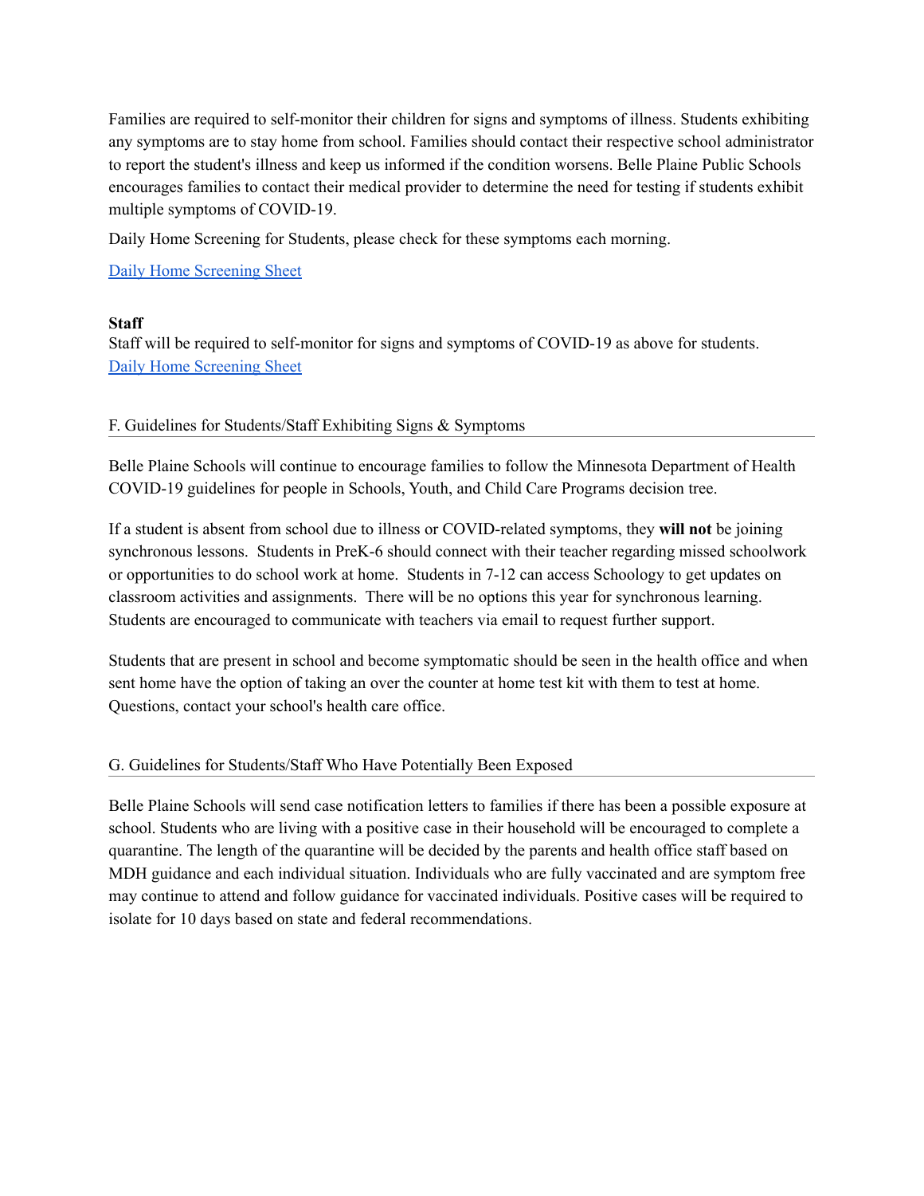Families are required to self-monitor their children for signs and symptoms of illness. Students exhibiting any symptoms are to stay home from school. Families should contact their respective school administrator to report the student's illness and keep us informed if the condition worsens. Belle Plaine Public Schools encourages families to contact their medical provider to determine the need for testing if students exhibit multiple symptoms of COVID-19.

Daily Home Screening for Students, please check for these symptoms each morning.

[Daily Home Screening Sheet]

**Staff**

Staff will be required to self-monitor for signs and symptoms of COVID-19 as above for students.

[Daily Home Screening Sheet]

## F. Guidelines for Students/Staff Exhibiting Signs & Symptoms

Belle Plaine Schools will continue to encourage families to follow the Minnesota Department of Health COVID-19 guidelines for people in Schools, Youth, and Child Care Programs decision tree.

If a student is absent from school due to illness or COVID-related symptoms, they **will not** be joining synchronous lessons. Students in PreK-6 should connect with their teacher regarding missed schoolwork or opportunities to do school work at home. Students in 7-12 can access Schoology to get updates on classroom activities and assignments. There will be no options this year for synchronous learning. Students are encouraged to communicate with teachers via email to request further support.

Students that are present in school and become symptomatic should be seen in the health office and when sent home have the option of taking an over the counter at home test kit with them to test at home. Questions, contact your school's health care office.

## G. Guidelines for Students/Staff Who Have Potentially Been Exposed

Belle Plaine Schools will send case notification letters to families if there has been a possible exposure at school. Students who are living with a positive case in their household will be encouraged to complete a quarantine. The length of the quarantine will be decided by the parents and health office staff based on MDH guidance and each individual situation. Individuals who are fully vaccinated and are symptom free may continue to attend and follow guidance for vaccinated individuals. Positive cases will be required to isolate for 10 days based on state and federal recommendations.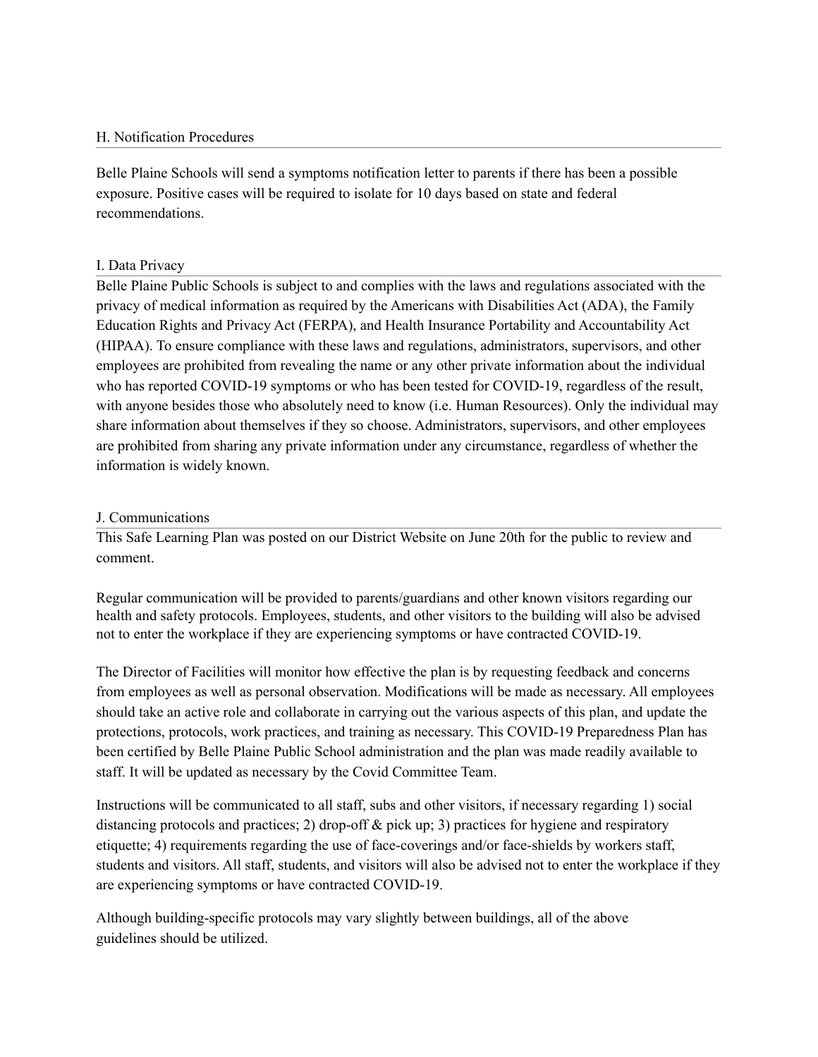## H. Notification Procedures

Belle Plaine Schools will send a symptoms notification letter to parents if there has been a possible exposure. Positive cases will be required to isolate for 10 days based on state and federal recommendations.

## I. Data Privacy

Belle Plaine Public Schools is subject to and complies with the laws and regulations associated with the privacy of medical information as required by the Americans with Disabilities Act (ADA), the Family Education Rights and Privacy Act (FERPA), and Health Insurance Portability and Accountability Act (HIPAA). To ensure compliance with these laws and regulations, administrators, supervisors, and other employees are prohibited from revealing the name or any other private information about the individual who has reported COVID-19 symptoms or who has been tested for COVID-19, regardless of the result, with anyone besides those who absolutely need to know (i.e. Human Resources). Only the individual may share information about themselves if they so choose. Administrators, supervisors, and other employees are prohibited from sharing any private information under any circumstance, regardless of whether the information is widely known.

## J. Communications

This Safe Learning Plan was posted on our District Website on June 20th for the public to review and comment.

Regular communication will be provided to parents/guardians and other known visitors regarding our health and safety protocols. Employees, students, and other visitors to the building will also be advised not to enter the workplace if they are experiencing symptoms or have contracted COVID-19.

The Director of Facilities will monitor how effective the plan is by requesting feedback and concerns from employees as well as personal observation. Modifications will be made as necessary. All employees should take an active role and collaborate in carrying out the various aspects of this plan, and update the protections, protocols, work practices, and training as necessary. This COVID-19 Preparedness Plan has been certified by Belle Plaine Public School administration and the plan was made readily available to staff. It will be updated as necessary by the Covid Committee Team.

Instructions will be communicated to all staff, subs and other visitors, if necessary regarding 1) social distancing protocols and practices; 2) drop-off & pick up; 3) practices for hygiene and respiratory etiquette; 4) requirements regarding the use of face-coverings and/or face-shields by workers staff, students and visitors. All staff, students, and visitors will also be advised not to enter the workplace if they are experiencing symptoms or have contracted COVID-19.

Although building-specific protocols may vary slightly between buildings, all of the above guidelines should be utilized.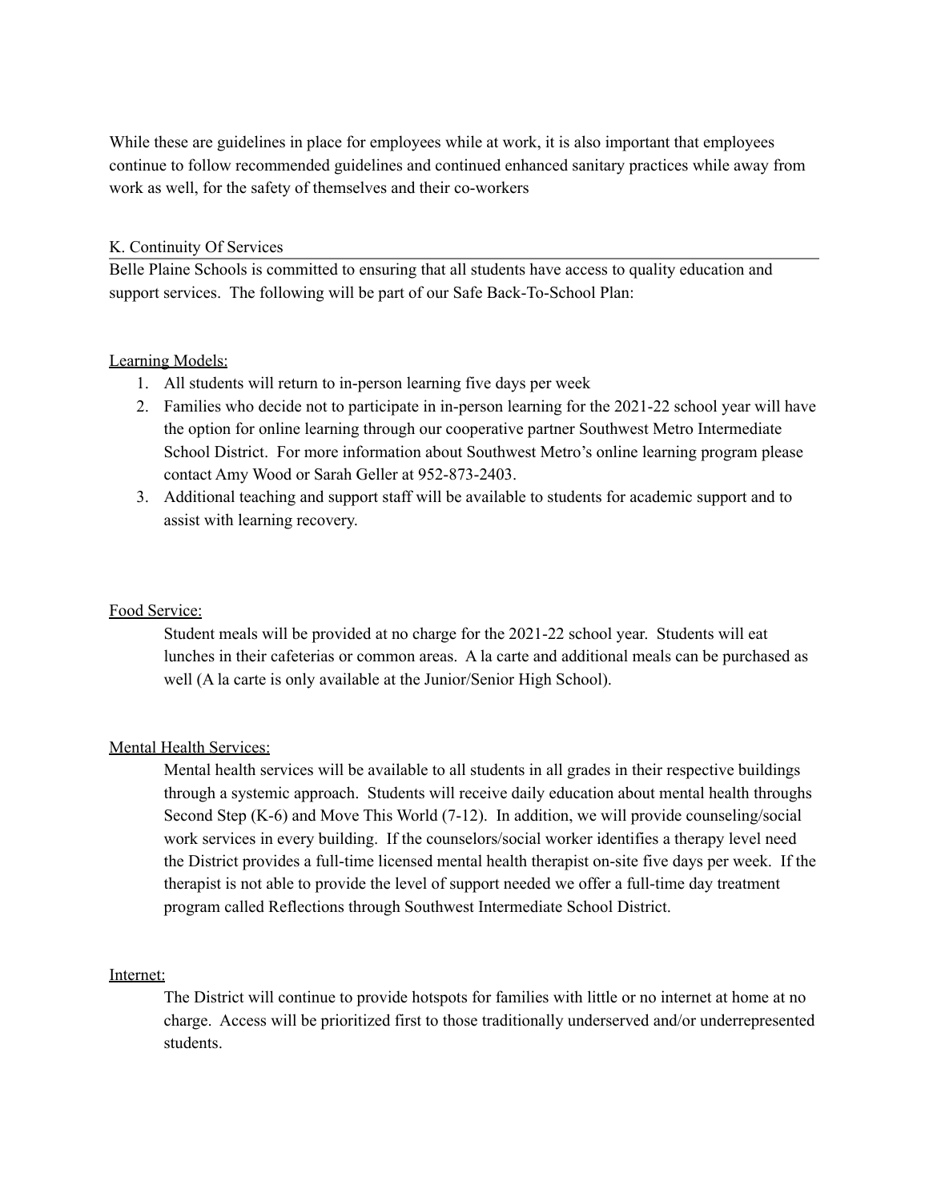While these are guidelines in place for employees while at work, it is also important that employees continue to follow recommended guidelines and continued enhanced sanitary practices while away from work as well, for the safety of themselves and their co-workers

## K. Continuity Of Services

Belle Plaine Schools is committed to ensuring that all students have access to quality education and support services. The following will be part of our Safe Back-To-School Plan:

Learning Models:

1. All students will return to in-person learning five days per week
2. Families who decide not to participate in in-person learning for the 2021-22 school year will have the option for online learning through our cooperative partner Southwest Metro Intermediate School District. For more information about Southwest Metro's online learning program please contact Amy Wood or Sarah Geller at 952-873-2403.
3. Additional teaching and support staff will be available to students for academic support and to assist with learning recovery.

Food Service:

Student meals will be provided at no charge for the 2021-22 school year. Students will eat lunches in their cafeterias or common areas. A la carte and additional meals can be purchased as well (A la carte is only available at the Junior/Senior High School).

Mental Health Services:

Mental health services will be available to all students in all grades in their respective buildings through a systemic approach. Students will receive daily education about mental health throughs Second Step (K-6) and Move This World (7-12). In addition, we will provide counseling/social work services in every building. If the counselors/social worker identifies a therapy level need the District provides a full-time licensed mental health therapist on-site five days per week. If the therapist is not able to provide the level of support needed we offer a full-time day treatment program called Reflections through Southwest Intermediate School District.

Internet:

The District will continue to provide hotspots for families with little or no internet at home at no charge. Access will be prioritized first to those traditionally underserved and/or underrepresented students.